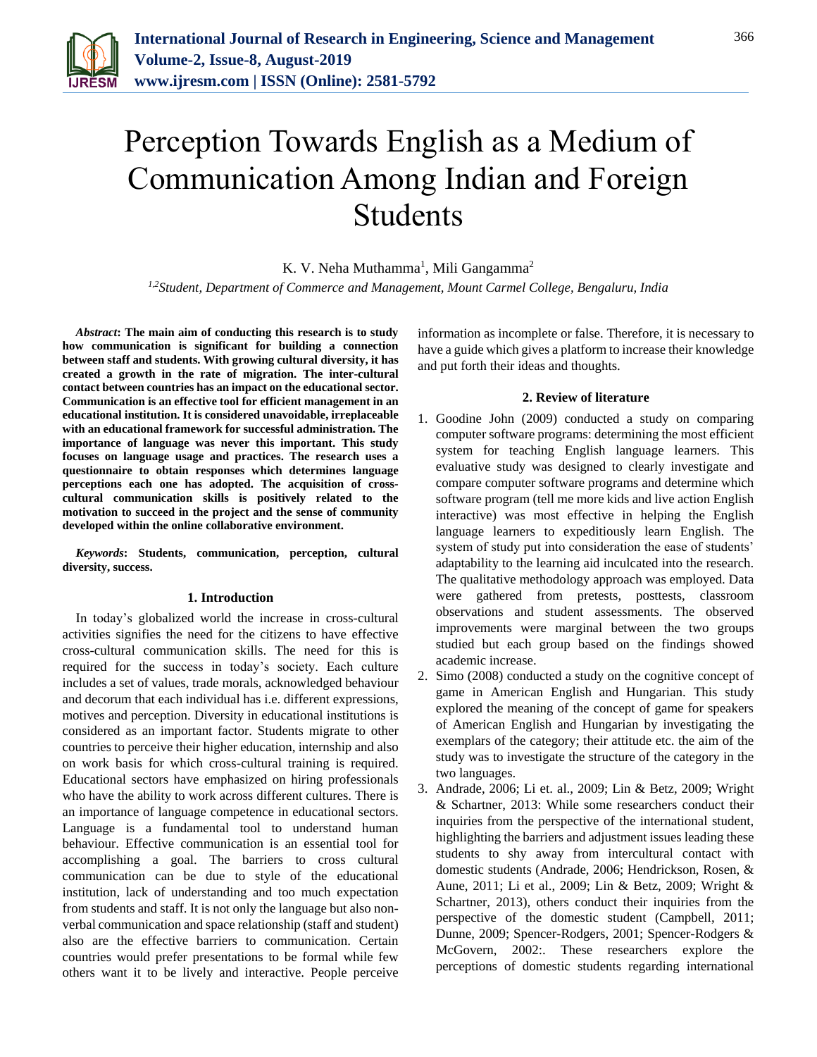# Perception Towards English as a Medium of Communication Among Indian and Foreign Students

K. V. Neha Muthamma[1], Mili Gangamma[2]

[1,2]*Student, Department of Commerce and Management, Mount Carmel College, Bengaluru, India*

***Abstract*: The main aim of conducting this research is to study how communication is significant for building a connection between staff and students. With growing cultural diversity, it has created a growth in the rate of migration. The inter-cultural contact between countries has an impact on the educational sector. Communication is an effective tool for efficient management in an educational institution. It is considered unavoidable, irreplaceable with an educational framework for successful administration. The importance of language was never this important. This study focuses on language usage and practices. The research uses a questionnaire to obtain responses which determines language perceptions each one has adopted. The acquisition of cross-cultural communication skills is positively related to the motivation to succeed in the project and the sense of community developed within the online collaborative environment.**

***Keywords*: Students, communication, perception, cultural diversity, success.**

## 1. Introduction

In today's globalized world the increase in cross-cultural activities signifies the need for the citizens to have effective cross-cultural communication skills. The need for this is required for the success in today's society. Each culture includes a set of values, trade morals, acknowledged behaviour and decorum that each individual has i.e. different expressions, motives and perception. Diversity in educational institutions is considered as an important factor. Students migrate to other countries to perceive their higher education, internship and also on work basis for which cross-cultural training is required. Educational sectors have emphasized on hiring professionals who have the ability to work across different cultures. There is an importance of language competence in educational sectors. Language is a fundamental tool to understand human behaviour. Effective communication is an essential tool for accomplishing a goal. The barriers to cross cultural communication can be due to style of the educational institution, lack of understanding and too much expectation from students and staff. It is not only the language but also non-verbal communication and space relationship (staff and student) also are the effective barriers to communication. Certain countries would prefer presentations to be formal while few others want it to be lively and interactive. People perceive information as incomplete or false. Therefore, it is necessary to have a guide which gives a platform to increase their knowledge and put forth their ideas and thoughts.

## 2. Review of literature

1. Goodine John (2009) conducted a study on comparing computer software programs: determining the most efficient system for teaching English language learners. This evaluative study was designed to clearly investigate and compare computer software programs and determine which software program (tell me more kids and live action English interactive) was most effective in helping the English language learners to expeditiously learn English. The system of study put into consideration the ease of students' adaptability to the learning aid inculcated into the research. The qualitative methodology approach was employed. Data were gathered from pretests, posttests, classroom observations and student assessments. The observed improvements were marginal between the two groups studied but each group based on the findings showed academic increase.
2. Simo (2008) conducted a study on the cognitive concept of game in American English and Hungarian. This study explored the meaning of the concept of game for speakers of American English and Hungarian by investigating the exemplars of the category; their attitude etc. the aim of the study was to investigate the structure of the category in the two languages.
3. Andrade, 2006; Li et. al., 2009; Lin & Betz, 2009; Wright & Schartner, 2013: While some researchers conduct their inquiries from the perspective of the international student, highlighting the barriers and adjustment issues leading these students to shy away from intercultural contact with domestic students (Andrade, 2006; Hendrickson, Rosen, & Aune, 2011; Li et al., 2009; Lin & Betz, 2009; Wright & Schartner, 2013), others conduct their inquiries from the perspective of the domestic student (Campbell, 2011; Dunne, 2009; Spencer-Rodgers, 2001; Spencer-Rodgers & McGovern, 2002:. These researchers explore the perceptions of domestic students regarding international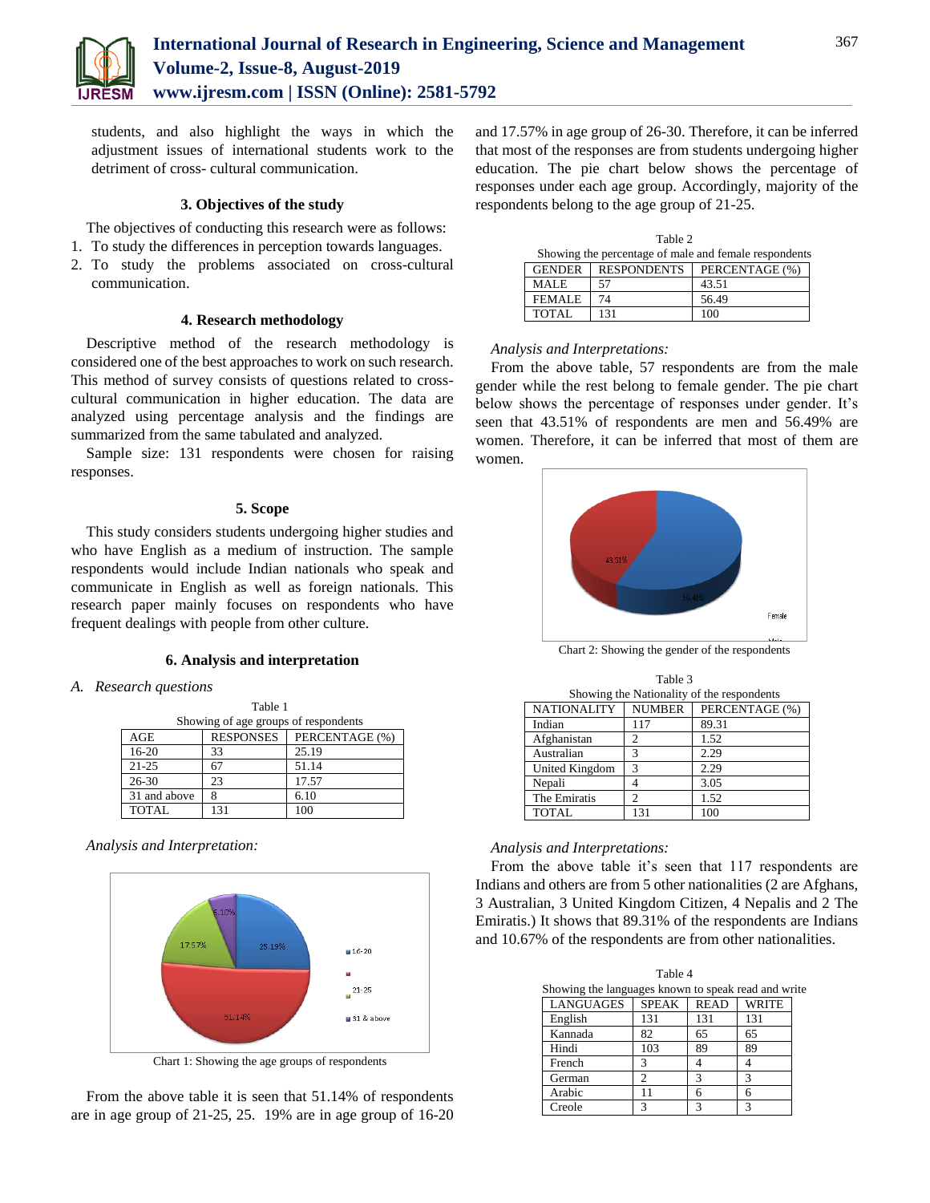students, and also highlight the ways in which the adjustment issues of international students work to the detriment of cross- cultural communication.

### 3. Objectives of the study

The objectives of conducting this research were as follows:

1. To study the differences in perception towards languages.
2. To study the problems associated on cross-cultural communication.

### 4. Research methodology

Descriptive method of the research methodology is considered one of the best approaches to work on such research. This method of survey consists of questions related to cross-cultural communication in higher education. The data are analyzed using percentage analysis and the findings are summarized from the same tabulated and analyzed.

Sample size: 131 respondents were chosen for raising responses.

### 5. Scope

This study considers students undergoing higher studies and who have English as a medium of instruction. The sample respondents would include Indian nationals who speak and communicate in English as well as foreign nationals. This research paper mainly focuses on respondents who have frequent dealings with people from other culture.

### 6. Analysis and interpretation

*A. Research questions*

Table 1
Showing of age groups of respondents

| AGE | RESPONSES | PERCENTAGE (%) |
|---|---|---|
| 16-20 | 33 | 25.19 |
| 21-25 | 67 | 51.14 |
| 26-30 | 23 | 17.57 |
| 31 and above | 8 | 6.10 |
| TOTAL | 131 | 100 |

*Analysis and Interpretation:*

Chart 1: Showing the age groups of respondents

From the above table it is seen that 51.14% of respondents are in age group of 21-25, 25. 19% are in age group of 16-20 and 17.57% in age group of 26-30. Therefore, it can be inferred that most of the responses are from students undergoing higher education. The pie chart below shows the percentage of responses under each age group. Accordingly, majority of the respondents belong to the age group of 21-25.

Table 2
Showing the percentage of male and female respondents

| GENDER | RESPONDENTS | PERCENTAGE (%) |
|---|---|---|
| MALE | 57 | 43.51 |
| FEMALE | 74 | 56.49 |
| TOTAL | 131 | 100 |

*Analysis and Interpretations:*

From the above table, 57 respondents are from the male gender while the rest belong to female gender. The pie chart below shows the percentage of responses under gender. It's seen that 43.51% of respondents are men and 56.49% are women. Therefore, it can be inferred that most of them are women.

Chart 2: Showing the gender of the respondents

Table 3
Showing the Nationality of the respondents

| NATIONALITY | NUMBER | PERCENTAGE (%) |
|---|---|---|
| Indian | 117 | 89.31 |
| Afghanistan | 2 | 1.52 |
| Australian | 3 | 2.29 |
| United Kingdom | 3 | 2.29 |
| Nepali | 4 | 3.05 |
| The Emiratis | 2 | 1.52 |
| TOTAL | 131 | 100 |

*Analysis and Interpretations:*

From the above table it's seen that 117 respondents are Indians and others are from 5 other nationalities (2 are Afghans, 3 Australian, 3 United Kingdom Citizen, 4 Nepalis and 2 The Emiratis.) It shows that 89.31% of the respondents are Indians and 10.67% of the respondents are from other nationalities.

Table 4
Showing the languages known to speak read and write

| LANGUAGES | SPEAK | READ | WRITE |
|---|---|---|---|
| English | 131 | 131 | 131 |
| Kannada | 82 | 65 | 65 |
| Hindi | 103 | 89 | 89 |
| French | 3 | 4 | 4 |
| German | 2 | 3 | 3 |
| Arabic | 11 | 6 | 6 |
| Creole | 3 | 3 | 3 |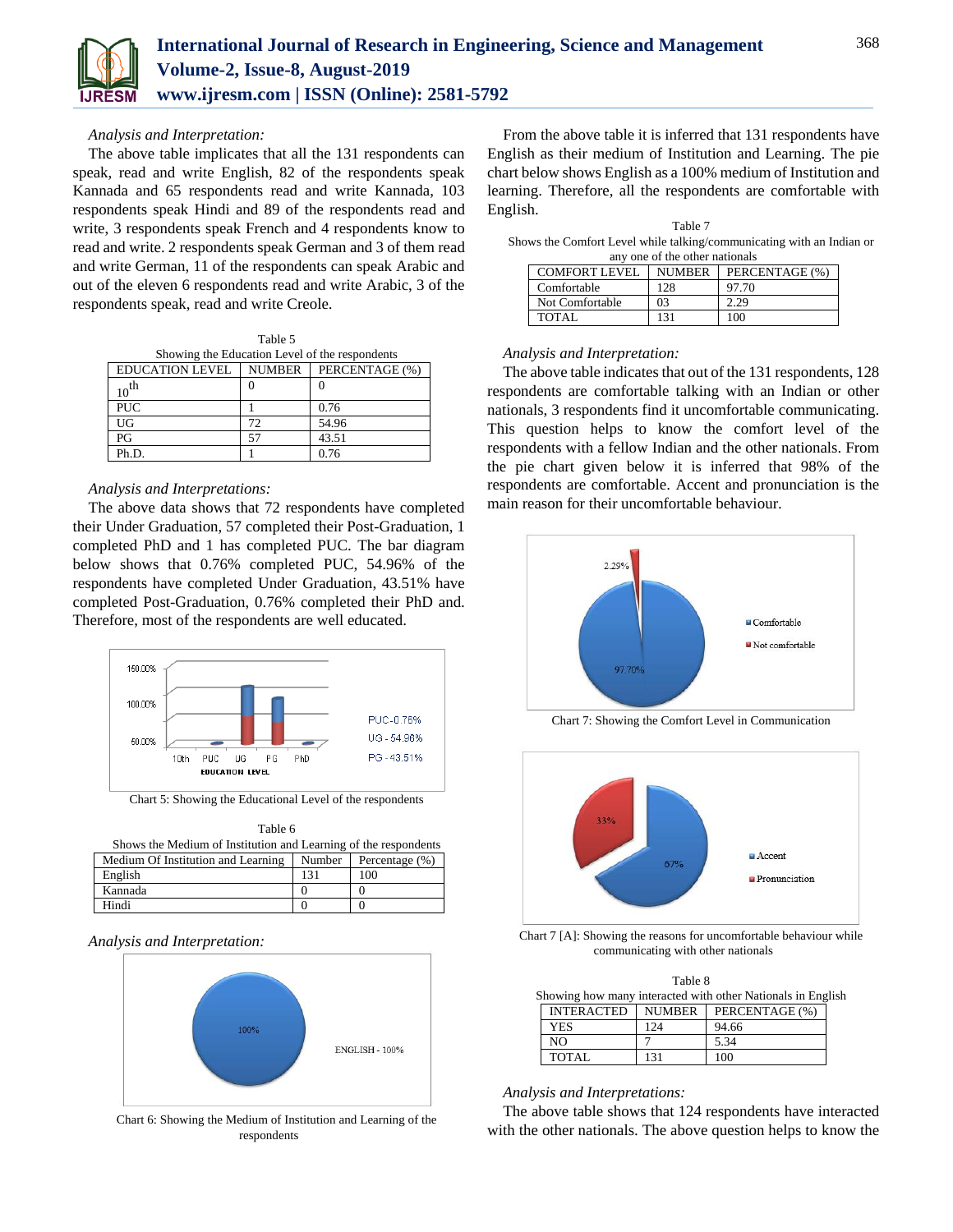*Analysis and Interpretation:*

The above table implicates that all the 131 respondents can speak, read and write English, 82 of the respondents speak Kannada and 65 respondents read and write Kannada, 103 respondents speak Hindi and 89 of the respondents read and write, 3 respondents speak French and 4 respondents know to read and write. 2 respondents speak German and 3 of them read and write German, 11 of the respondents can speak Arabic and out of the eleven 6 respondents read and write Arabic, 3 of the respondents speak, read and write Creole.

Table 5
Showing the Education Level of the respondents

| EDUCATION LEVEL | NUMBER | PERCENTAGE (%) |
|---|---|---|
| $10^{th}$ | 0 | 0 |
| PUC | 1 | 0.76 |
| UG | 72 | 54.96 |
| PG | 57 | 43.51 |
| Ph.D. | 1 | 0.76 |

*Analysis and Interpretations:*

The above data shows that 72 respondents have completed their Under Graduation, 57 completed their Post-Graduation, 1 completed PhD and 1 has completed PUC. The bar diagram below shows that 0.76% completed PUC, 54.96% of the respondents have completed Under Graduation, 43.51% have completed Post-Graduation, 0.76% completed their PhD and. Therefore, most of the respondents are well educated.

Chart 5: Showing the Educational Level of the respondents

Table 6
Shows the Medium of Institution and Learning of the respondents

| Medium Of Institution and Learning | Number | Percentage (%) |
|---|---|---|
| English | 131 | 100 |
| Kannada | 0 | 0 |
| Hindi | 0 | 0 |

*Analysis and Interpretation:*

Chart 6: Showing the Medium of Institution and Learning of the respondents

From the above table it is inferred that 131 respondents have English as their medium of Institution and Learning. The pie chart below shows English as a 100% medium of Institution and learning. Therefore, all the respondents are comfortable with English.

Table 7
Shows the Comfort Level while talking/communicating with an Indian or any one of the other nationals

| COMFORT LEVEL | NUMBER | PERCENTAGE (%) |
|---|---|---|
| Comfortable | 128 | 97.70 |
| Not Comfortable | 03 | 2.29 |
| TOTAL | 131 | 100 |

*Analysis and Interpretation:*

The above table indicates that out of the 131 respondents, 128 respondents are comfortable talking with an Indian or other nationals, 3 respondents find it uncomfortable communicating. This question helps to know the comfort level of the respondents with a fellow Indian and the other nationals. From the pie chart given below it is inferred that 98% of the respondents are comfortable. Accent and pronunciation is the main reason for their uncomfortable behaviour.

Chart 7: Showing the Comfort Level in Communication

Chart 7 [A]: Showing the reasons for uncomfortable behaviour while communicating with other nationals

Table 8
Showing how many interacted with other Nationals in English

| INTERACTED | NUMBER | PERCENTAGE (%) |
|---|---|---|
| YES | 124 | 94.66 |
| NO | 7 | 5.34 |
| TOTAL | 131 | 100 |

*Analysis and Interpretations:*

The above table shows that 124 respondents have interacted with the other nationals. The above question helps to know the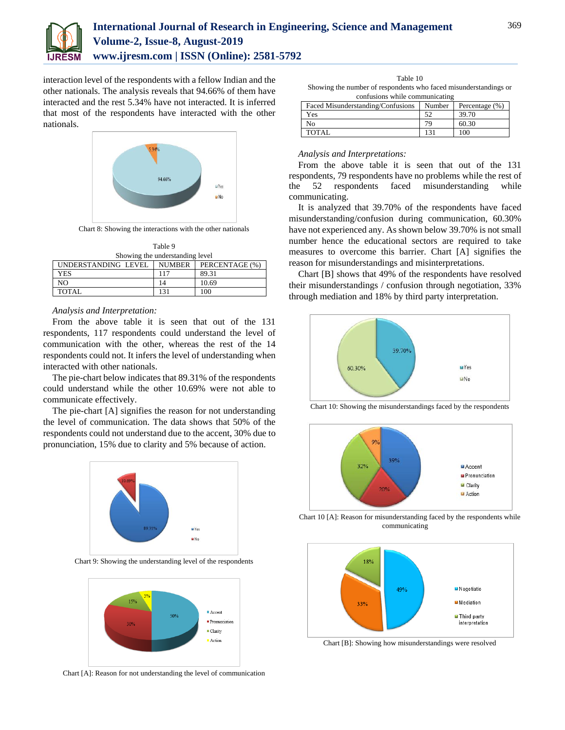interaction level of the respondents with a fellow Indian and the other nationals. The analysis reveals that 94.66% of them have interacted and the rest 5.34% have not interacted. It is inferred that most of the respondents have interacted with the other nationals.

Chart 8: Showing the interactions with the other nationals

Table 9
Showing the understanding level

| UNDERSTANDING LEVEL | NUMBER | PERCENTAGE (%) |
|---|---|---|
| YES | 117 | 89.31 |
| NO | 14 | 10.69 |
| TOTAL | 131 | 100 |

*Analysis and Interpretation:*

From the above table it is seen that out of the 131 respondents, 117 respondents could understand the level of communication with the other, whereas the rest of the 14 respondents could not. It infers the level of understanding when interacted with other nationals.

The pie-chart below indicates that 89.31% of the respondents could understand while the other 10.69% were not able to communicate effectively.

The pie-chart [A] signifies the reason for not understanding the level of communication. The data shows that 50% of the respondents could not understand due to the accent, 30% due to pronunciation, 15% due to clarity and 5% because of action.

Chart 9: Showing the understanding level of the respondents

Chart [A]: Reason for not understanding the level of communication

Table 10
Showing the number of respondents who faced misunderstandings or confusions while communicating

| Faced Misunderstanding/Confusions | Number | Percentage (%) |
|---|---|---|
| Yes | 52 | 39.70 |
| No | 79 | 60.30 |
| TOTAL | 131 | 100 |

*Analysis and Interpretations:*

From the above table it is seen that out of the 131 respondents, 79 respondents have no problems while the rest of the 52 respondents faced misunderstanding while communicating.

It is analyzed that 39.70% of the respondents have faced misunderstanding/confusion during communication, 60.30% have not experienced any. As shown below 39.70% is not small number hence the educational sectors are required to take measures to overcome this barrier. Chart [A] signifies the reason for misunderstandings and misinterpretations.

Chart [B] shows that 49% of the respondents have resolved their misunderstandings / confusion through negotiation, 33% through mediation and 18% by third party interpretation.

Chart 10: Showing the misunderstandings faced by the respondents

Chart 10 [A]: Reason for misunderstanding faced by the respondents while communicating

Chart [B]: Showing how misunderstandings were resolved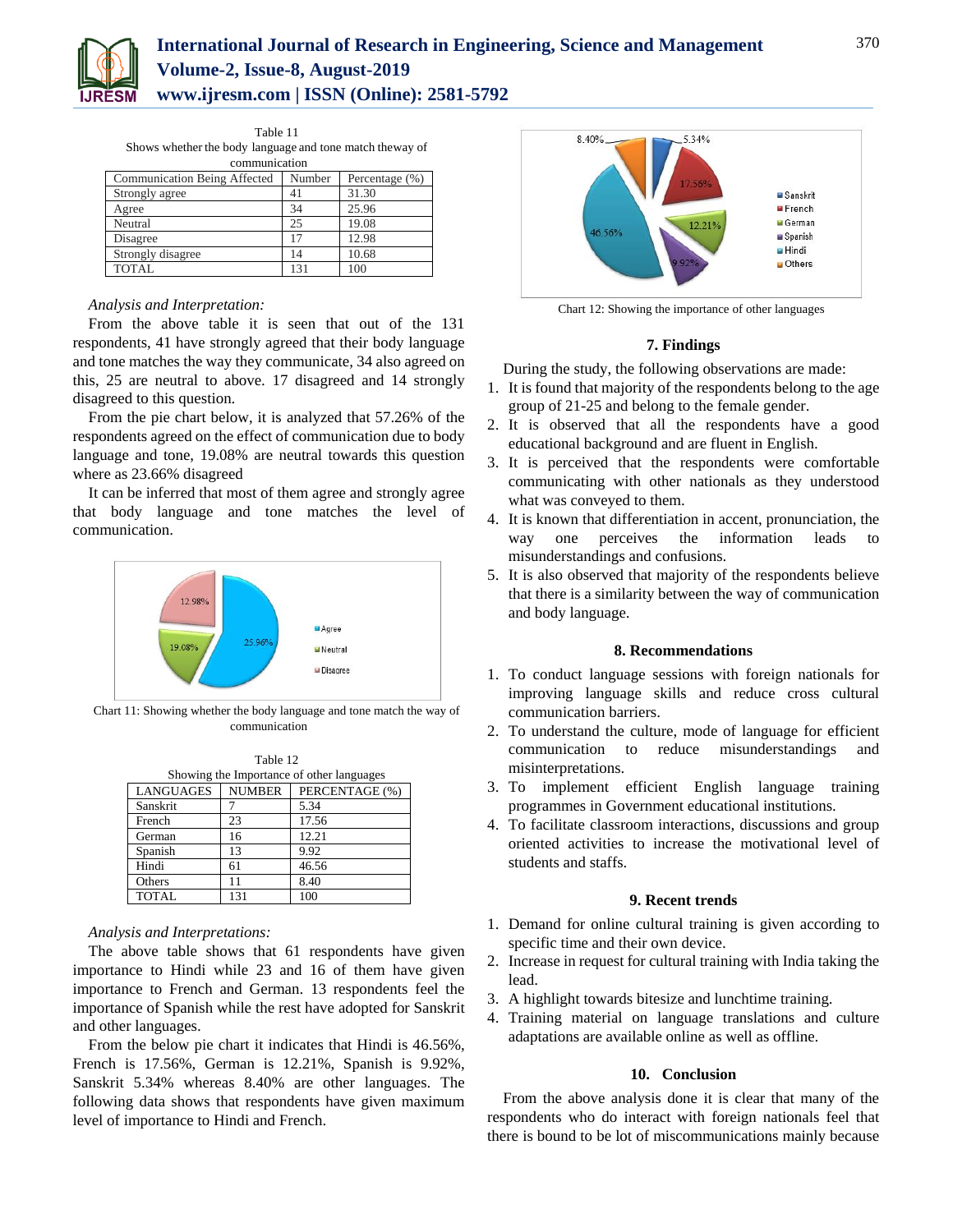Table 11
Shows whether the body language and tone match theway of communication

| Communication Being Affected | Number | Percentage (%) |
|---|---|---|
| Strongly agree | 41 | 31.30 |
| Agree | 34 | 25.96 |
| Neutral | 25 | 19.08 |
| Disagree | 17 | 12.98 |
| Strongly disagree | 14 | 10.68 |
| TOTAL | 131 | 100 |

*Analysis and Interpretation:*

From the above table it is seen that out of the 131 respondents, 41 have strongly agreed that their body language and tone matches the way they communicate, 34 also agreed on this, 25 are neutral to above. 17 disagreed and 14 strongly disagreed to this question.

From the pie chart below, it is analyzed that 57.26% of the respondents agreed on the effect of communication due to body language and tone, 19.08% are neutral towards this question where as 23.66% disagreed

It can be inferred that most of them agree and strongly agree that body language and tone matches the level of communication.

Chart 11: Showing whether the body language and tone match the way of communication

Table 12
Showing the Importance of other languages

| LANGUAGES | NUMBER | PERCENTAGE (%) |
|---|---|---|
| Sanskrit | 7 | 5.34 |
| French | 23 | 17.56 |
| German | 16 | 12.21 |
| Spanish | 13 | 9.92 |
| Hindi | 61 | 46.56 |
| Others | 11 | 8.40 |
| TOTAL | 131 | 100 |

*Analysis and Interpretations:*

The above table shows that 61 respondents have given importance to Hindi while 23 and 16 of them have given importance to French and German. 13 respondents feel the importance of Spanish while the rest have adopted for Sanskrit and other languages.

From the below pie chart it indicates that Hindi is 46.56%, French is 17.56%, German is 12.21%, Spanish is 9.92%, Sanskrit 5.34% whereas 8.40% are other languages. The following data shows that respondents have given maximum level of importance to Hindi and French.

Chart 12: Showing the importance of other languages

## 7. Findings

During the study, the following observations are made:

1. It is found that majority of the respondents belong to the age group of 21-25 and belong to the female gender.
2. It is observed that all the respondents have a good educational background and are fluent in English.
3. It is perceived that the respondents were comfortable communicating with other nationals as they understood what was conveyed to them.
4. It is known that differentiation in accent, pronunciation, the way one perceives the information leads to misunderstandings and confusions.
5. It is also observed that majority of the respondents believe that there is a similarity between the way of communication and body language.

## 8. Recommendations

1. To conduct language sessions with foreign nationals for improving language skills and reduce cross cultural communication barriers.
2. To understand the culture, mode of language for efficient communication to reduce misunderstandings and misinterpretations.
3. To implement efficient English language training programmes in Government educational institutions.
4. To facilitate classroom interactions, discussions and group oriented activities to increase the motivational level of students and staffs.

## 9. Recent trends

1. Demand for online cultural training is given according to specific time and their own device.
2. Increase in request for cultural training with India taking the lead.
3. A highlight towards bitesize and lunchtime training.
4. Training material on language translations and culture adaptations are available online as well as offline.

## 10. Conclusion

From the above analysis done it is clear that many of the respondents who do interact with foreign nationals feel that there is bound to be lot of miscommunications mainly because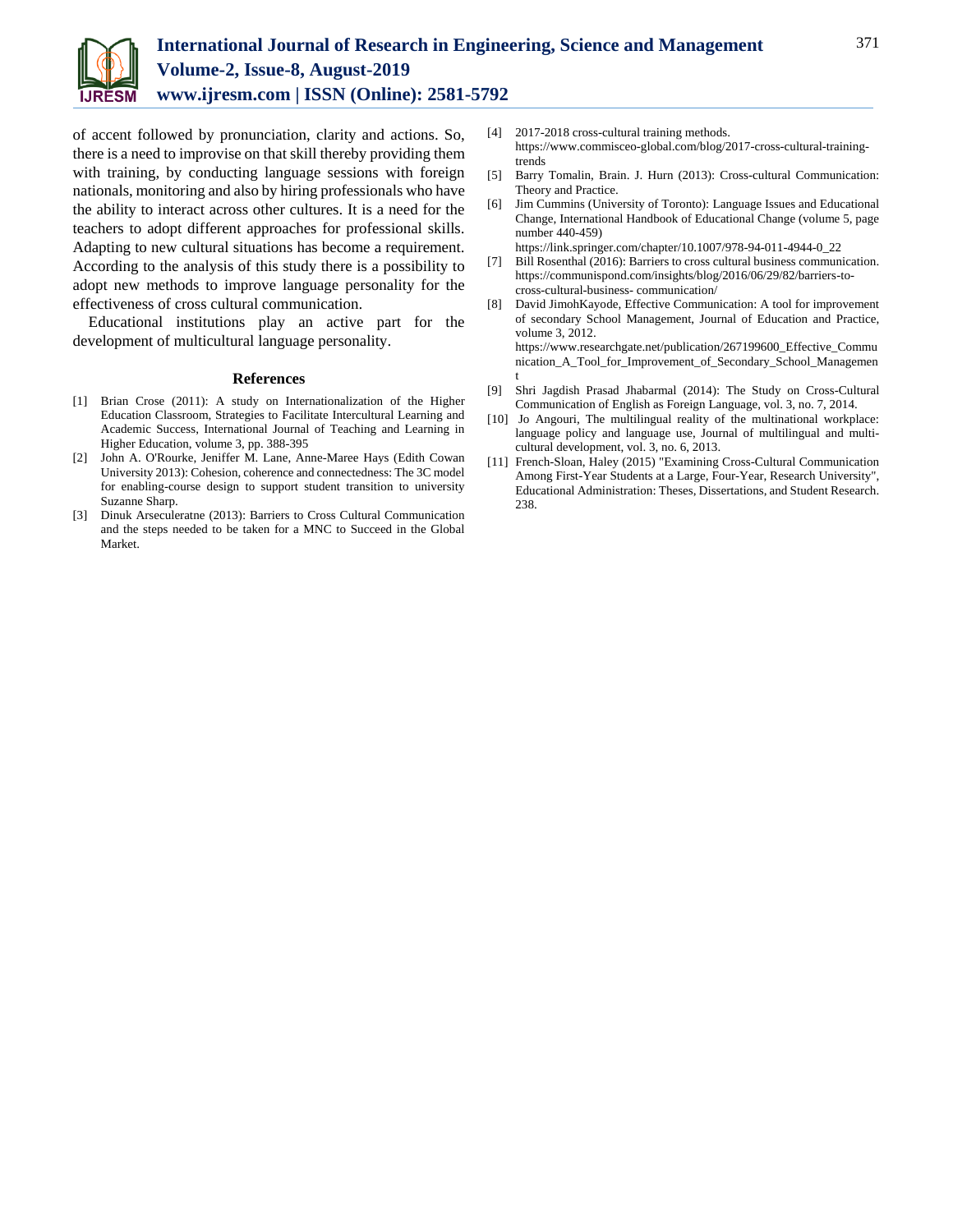of accent followed by pronunciation, clarity and actions. So, there is a need to improvise on that skill thereby providing them with training, by conducting language sessions with foreign nationals, monitoring and also by hiring professionals who have the ability to interact across other cultures. It is a need for the teachers to adopt different approaches for professional skills. Adapting to new cultural situations has become a requirement. According to the analysis of this study there is a possibility to adopt new methods to improve language personality for the effectiveness of cross cultural communication.

Educational institutions play an active part for the development of multicultural language personality.

## References

[1] Brian Crose (2011): A study on Internationalization of the Higher Education Classroom, Strategies to Facilitate Intercultural Learning and Academic Success, International Journal of Teaching and Learning in Higher Education, volume 3, pp. 388-395

[2] John A. O'Rourke, Jeniffer M. Lane, Anne-Maree Hays (Edith Cowan University 2013): Cohesion, coherence and connectedness: The 3C model for enabling-course design to support student transition to university Suzanne Sharp.

[3] Dinuk Arseculeratne (2013): Barriers to Cross Cultural Communication and the steps needed to be taken for a MNC to Succeed in the Global Market.

[4] 2017-2018 cross-cultural training methods. https://www.commisceo-global.com/blog/2017-cross-cultural-training-trends

[5] Barry Tomalin, Brain. J. Hurn (2013): Cross-cultural Communication: Theory and Practice.

[6] Jim Cummins (University of Toronto): Language Issues and Educational Change, International Handbook of Educational Change (volume 5, page number 440-459) https://link.springer.com/chapter/10.1007/978-94-011-4944-0_22

[7] Bill Rosenthal (2016): Barriers to cross cultural business communication. https://communispond.com/insights/blog/2016/06/29/82/barriers-to-cross-cultural-business- communication/

[8] David JimohKayode, Effective Communication: A tool for improvement of secondary School Management, Journal of Education and Practice, volume 3, 2012. https://www.researchgate.net/publication/267199600_Effective_Communication_A_Tool_for_Improvement_of_Secondary_School_Management

[9] Shri Jagdish Prasad Jhabarmal (2014): The Study on Cross-Cultural Communication of English as Foreign Language, vol. 3, no. 7, 2014.

[10] Jo Angouri, The multilingual reality of the multinational workplace: language policy and language use, Journal of multilingual and multi-cultural development, vol. 3, no. 6, 2013.

[11] French-Sloan, Haley (2015) "Examining Cross-Cultural Communication Among First-Year Students at a Large, Four-Year, Research University", Educational Administration: Theses, Dissertations, and Student Research. 238.